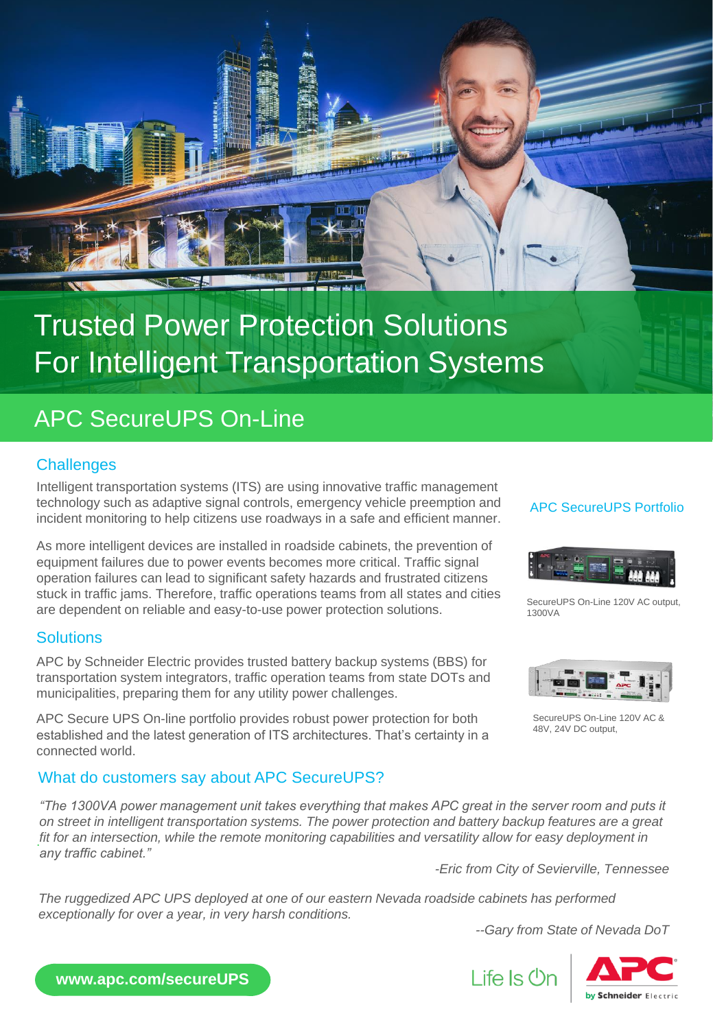# Trusted Power Protection Solutions For Intelligent Transportation Systems

## APC SecureUPS On-Line

### Challenges

Intelligent transportation systems (ITS) are using innovative traffic management technology such as adaptive signal controls, emergency vehicle preemption and incident monitoring to help citizens use roadways in a safe and efficient manner.

As more intelligent devices are installed in roadside cabinets, the prevention of equipment failures due to power events becomes more critical. Traffic signal operation failures can lead to significant safety hazards and frustrated citizens stuck in traffic jams. Therefore, traffic operations teams from all states and cities are dependent on reliable and easy-to-use power protection solutions.

### Solutions

APC by Schneider Electric provides trusted battery backup systems (BBS) for transportation system integrators, traffic operation teams from state DOTs and municipalities, preparing them for any utility power challenges.

APC Secure UPS On-line portfolio provides robust power protection for both established and the latest generation of ITS architectures. That's certainty in a connected world.

### APC SecureUPS Portfolio

SecureUPS On-Line 120V AC output, 1300VA

SecureUPS On-Line 120V AC & 48V, 24V DC output,

### What do customers say about APC SecureUPS?

*"The 1300VA power management unit takes everything that makes APC great in the server room and puts it on street in intelligent transportation systems. The power protection and battery backup features are a great fit for an intersection, while the remote monitoring capabilities and versatility allow for easy deployment in any traffic cabinet."*

*-Eric from City of Sevierville, Tennessee*

*The ruggedized APC UPS deployed at one of our eastern Nevada roadside cabinets has performed exceptionally for over a year, in very harsh conditions.*

*--Gary from State of Nevada DoT*

**www.apc.com/secureUPS**

Life Is On | APC by Schneider Electric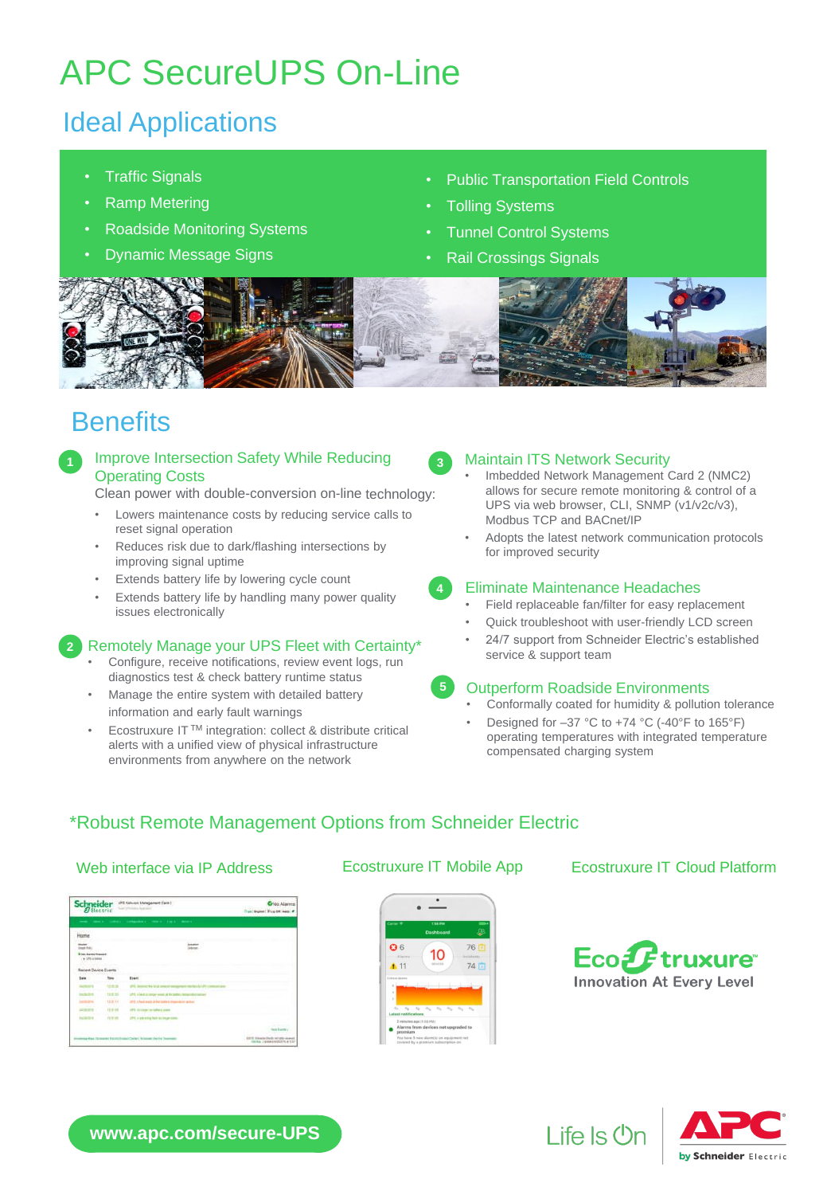# APC SecureUPS On-Line

## Ideal Applications

- Traffic Signals
- Ramp Metering
- Roadside Monitoring Systems
- Dynamic Message Signs
- Public Transportation Field Controls
- Tolling Systems
- Tunnel Control Systems
- Rail Crossings Signals

## Benefits

### 1 Improve Intersection Safety While Reducing Operating Costs

Clean power with double-conversion on-line technology:

- Lowers maintenance costs by reducing service calls to reset signal operation
- Reduces risk due to dark/flashing intersections by improving signal uptime
- Extends battery life by lowering cycle count
- Extends battery life by handling many power quality issues electronically

### 2 Remotely Manage your UPS Fleet with Certainty*

- Configure, receive notifications, review event logs, run diagnostics test & check battery runtime status
- Manage the entire system with detailed battery information and early fault warnings
- Ecostruxure IT ™ integration: collect & distribute critical alerts with a unified view of physical infrastructure environments from anywhere on the network

### 3 Maintain ITS Network Security

- Imbedded Network Management Card 2 (NMC2) allows for secure remote monitoring & control of a UPS via web browser, CLI, SNMP (v1/v2c/v3), Modbus TCP and BACnet/IP
- Adopts the latest network communication protocols for improved security

### 4 Eliminate Maintenance Headaches

- Field replaceable fan/filter for easy replacement
- Quick troubleshoot with user-friendly LCD screen
- 24/7 support from Schneider Electric's established service & support team

### 5 Outperform Roadside Environments

- Conformally coated for humidity & pollution tolerance
- Designed for –37 °C to +74 °C (-40°F to 165°F) operating temperatures with integrated temperature compensated charging system

## *Robust Remote Management Options from Schneider Electric

Web interface via IP Address

Ecostruxure IT Mobile App

Ecostruxure IT Cloud Platform

EcoStruxure™ Innovation At Every Level

www.apc.com/secure-UPS

Life Is On

APC by Schneider Electric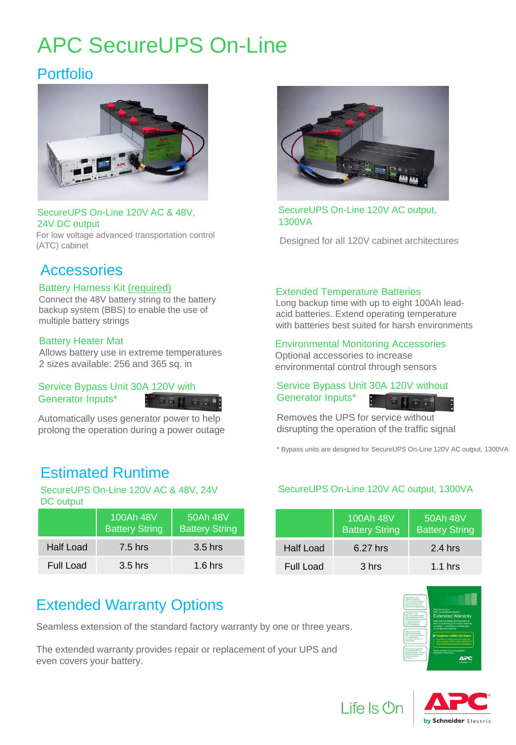# APC SecureUPS On-Line

## Portfolio

### SecureUPS On-Line 120V AC & 48V, 24V DC output

For low voltage advanced transportation control (ATC) cabinet

### SecureUPS On-Line 120V AC output, 1300VA

Designed for all 120V cabinet architectures

## Accessories

### Battery Harness Kit (required)

Connect the 48V battery string to the battery backup system (BBS) to enable the use of multiple battery strings

### Battery Heater Mat

Allows battery use in extreme temperatures
2 sizes available: 256 and 365 sq. in

### Service Bypass Unit 30A 120V with Generator Inputs*

Automatically uses generator power to help prolong the operation during a power outage

### Extended Temperature Batteries

Long backup time with up to eight 100Ah lead-acid batteries. Extend operating temperature with batteries best suited for harsh environments

### Environmental Monitoring Accessories

Optional accessories to increase environmental control through sensors

### Service Bypass Unit 30A 120V without Generator Inputs*

Removes the UPS for service without disrupting the operation of the traffic signal

* Bypass units are designed for SecureUPS On-Line 120V AC output, 1300VA

## Estimated Runtime

### SecureUPS On-Line 120V AC & 48V, 24V DC output

| | 100Ah 48V Battery String | 50Ah 48V Battery String |
|---|---|---|
| Half Load | 7.5 hrs | 3.5 hrs |
| Full Load | 3.5 hrs | 1.6 hrs |

### SecureUPS On-Line 120V AC output, 1300VA

| | 100Ah 48V Battery String | 50Ah 48V Battery String |
|---|---|---|
| Half Load | 6.27 hrs | 2.4 hrs |
| Full Load | 3 hrs | 1.1 hrs |

## Extended Warranty Options

Seamless extension of the standard factory warranty by one or three years.

The extended warranty provides repair or replacement of your UPS and even covers your battery.

Life Is On | APC by Schneider Electric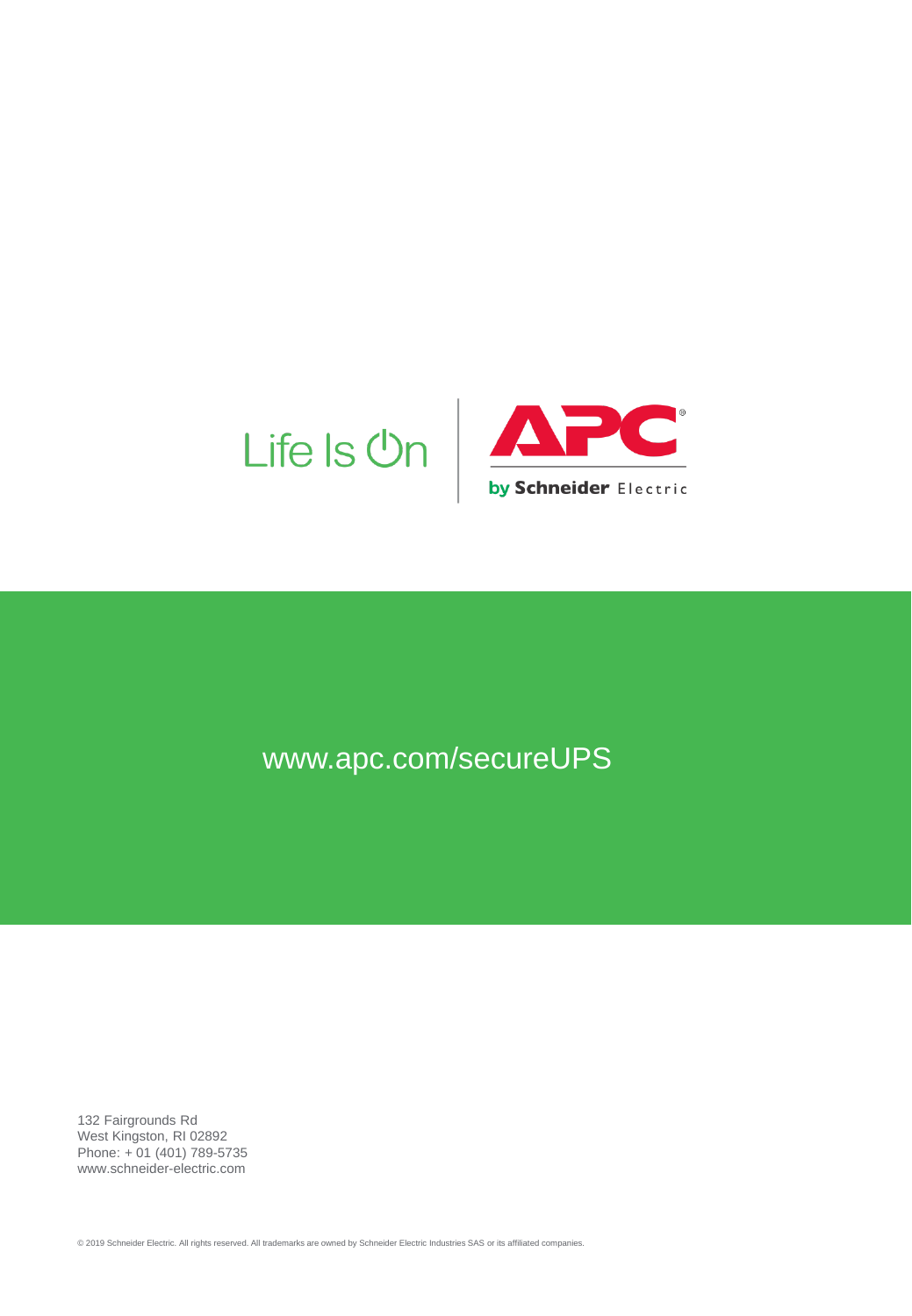Life Is On | APC by Schneider Electric

www.apc.com/secureUPS

132 Fairgrounds Rd
West Kingston, RI 02892
Phone: + 01 (401) 789-5735
www.schneider-electric.com

© 2019 Schneider Electric. All rights reserved. All trademarks are owned by Schneider Electric Industries SAS or its affiliated companies.